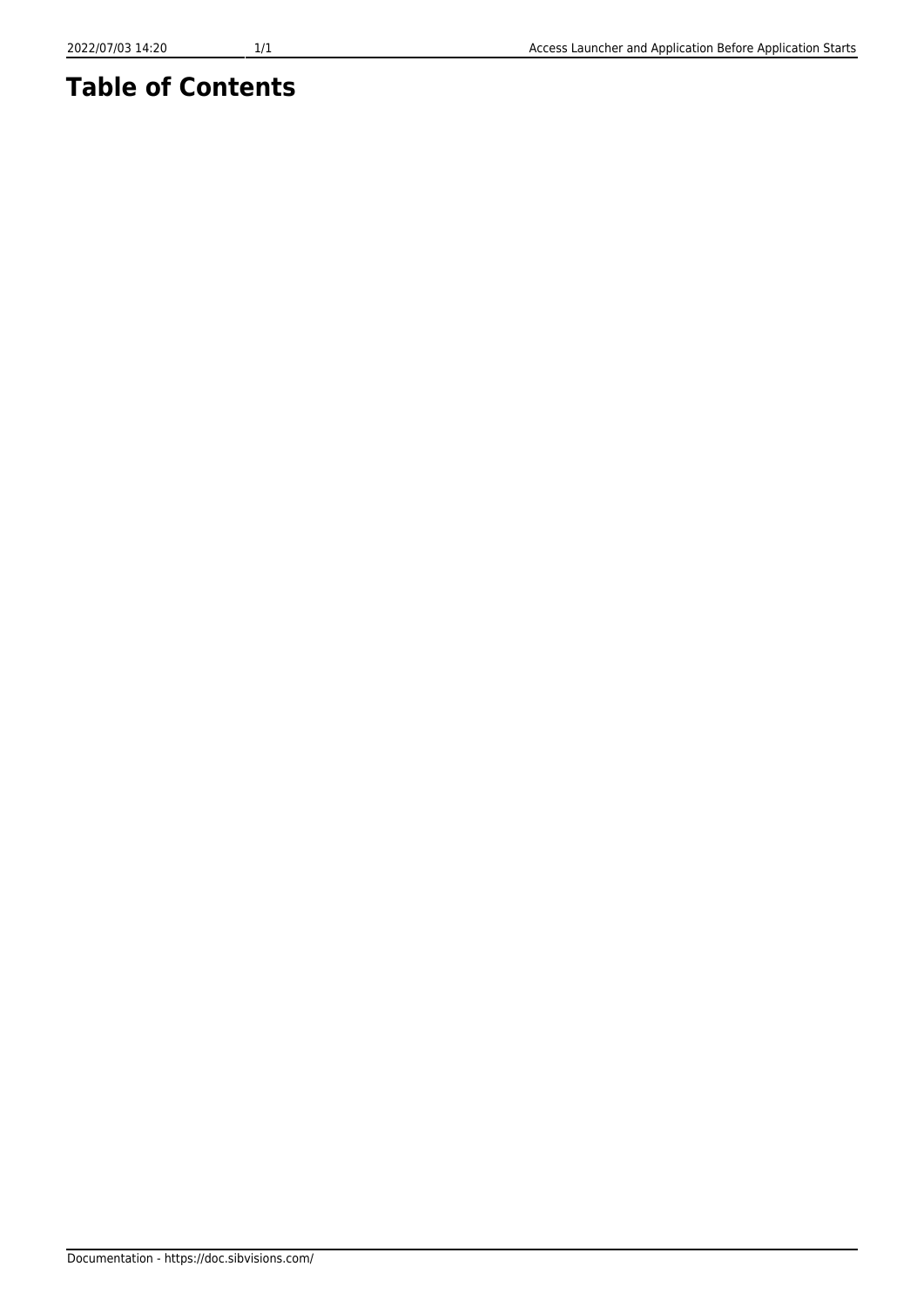# Table of Contents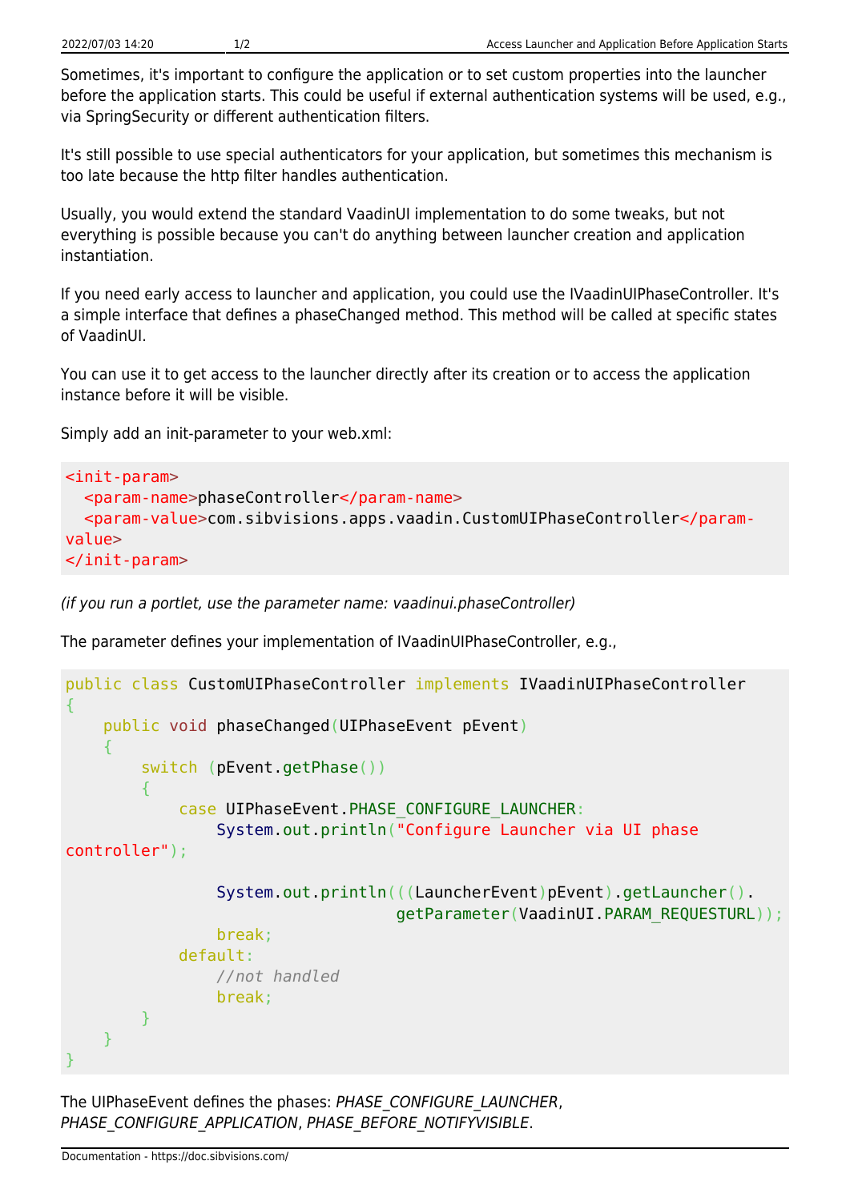Sometimes, it's important to configure the application or to set custom properties into the launcher before the application starts. This could be useful if external authentication systems will be used, e.g., via SpringSecurity or different authentication filters.

It's still possible to use special authenticators for your application, but sometimes this mechanism is too late because the http filter handles authentication.

Usually, you would extend the standard VaadinUI implementation to do some tweaks, but not everything is possible because you can't do anything between launcher creation and application instantiation.

If you need early access to launcher and application, you could use the IVaadinUIPhaseController. It's a simple interface that defines a phaseChanged method. This method will be called at specific states of VaadinUI.

You can use it to get access to the launcher directly after its creation or to access the application instance before it will be visible.

Simply add an init-parameter to your web.xml:

```xml
<init-param>
  <param-name>phaseController</param-name>
  <param-value>com.sibvisions.apps.vaadin.CustomUIPhaseController</param-value>
</init-param>
```

*(if you run a portlet, use the parameter name: vaadinui.phaseController)*

The parameter defines your implementation of IVaadinUIPhaseController, e.g.,

```java
public class CustomUIPhaseController implements IVaadinUIPhaseController
{
    public void phaseChanged(UIPhaseEvent pEvent)
    {
        switch (pEvent.getPhase())
        {
            case UIPhaseEvent.PHASE_CONFIGURE_LAUNCHER:
                System.out.println("Configure Launcher via UI phase controller");

                System.out.println(((LauncherEvent)pEvent).getLauncher().
                                   getParameter(VaadinUI.PARAM_REQUESTURL));
                break;
            default:
                //not handled
                break;
        }
    }
}
```

The UIPhaseEvent defines the phases: *PHASE_CONFIGURE_LAUNCHER*, *PHASE_CONFIGURE_APPLICATION*, *PHASE_BEFORE_NOTIFYVISIBLE*.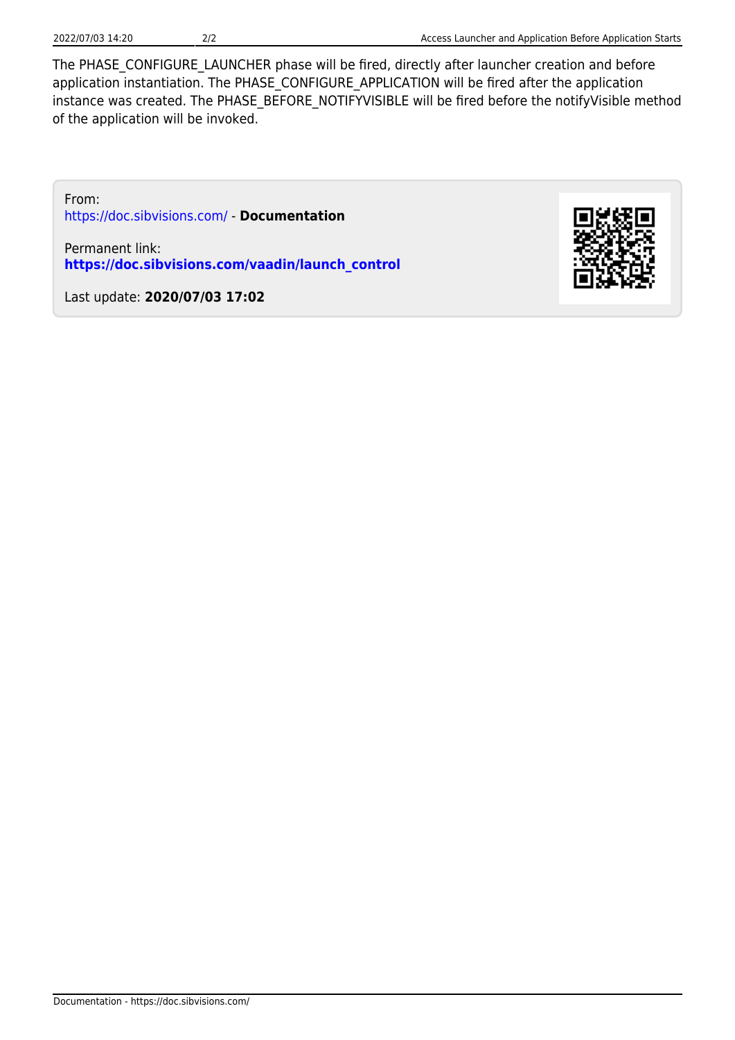The PHASE_CONFIGURE_LAUNCHER phase will be fired, directly after launcher creation and before application instantiation. The PHASE_CONFIGURE_APPLICATION will be fired after the application instance was created. The PHASE_BEFORE_NOTIFYVISIBLE will be fired before the notifyVisible method of the application will be invoked.

From:
https://doc.sibvisions.com/ - **Documentation**

Permanent link:
**https://doc.sibvisions.com/vaadin/launch_control**

Last update: **2020/07/03 17:02**